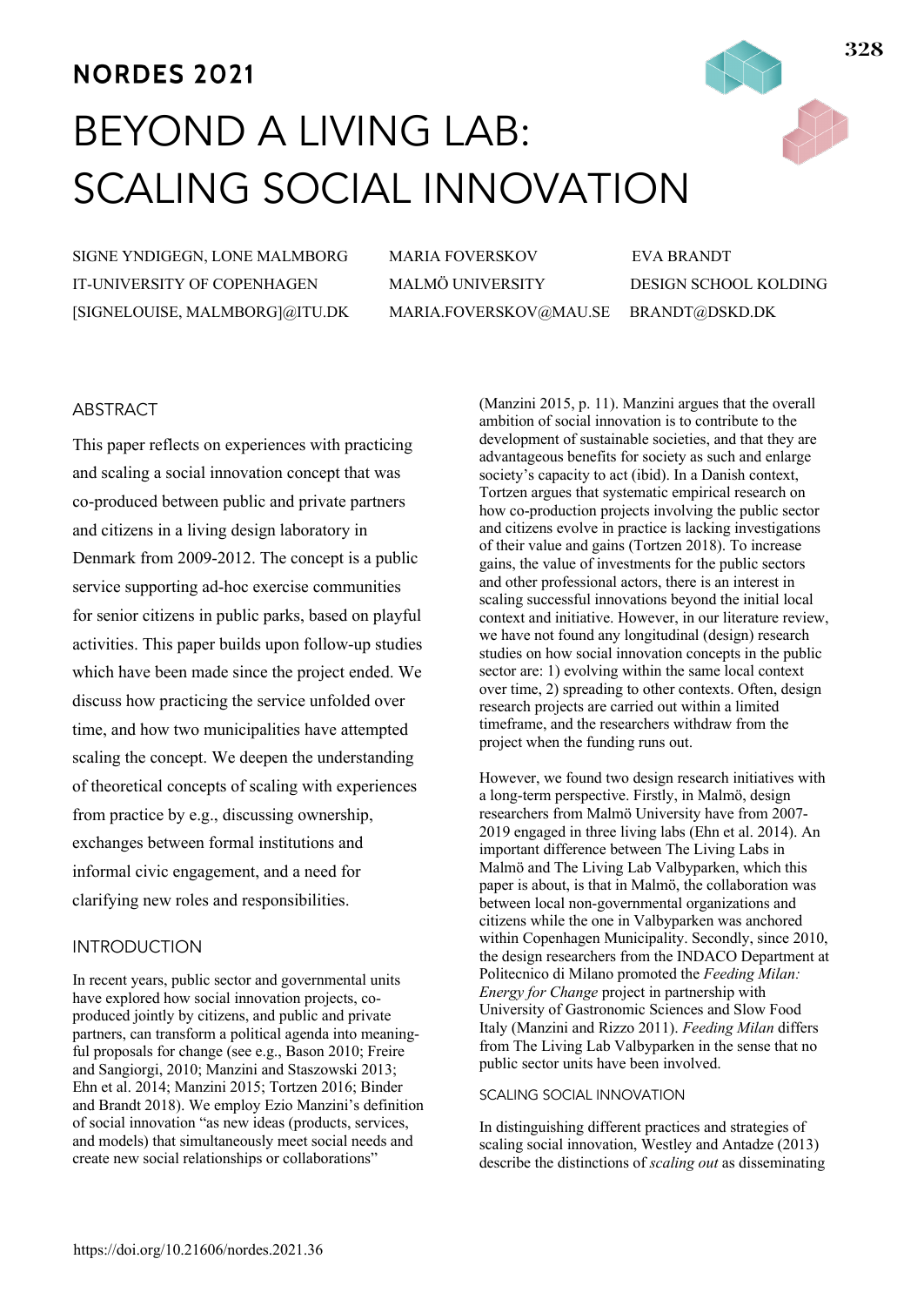NORDES 2021

# BEYOND A LIVING LAB: SCALING SOCIAL INNOVATION

SIGNE YNDIGEGN, LONE MALMBORG
IT-UNIVERSITY OF COPENHAGEN
[SIGNELOUISE, MALMBORG]@ITU.DK

MARIA FOVERSKOV
MALMÖ UNIVERSITY
MARIA.FOVERSKOV@MAU.SE

EVA BRANDT
DESIGN SCHOOL KOLDING
BRANDT@DSKD.DK

## ABSTRACT

This paper reflects on experiences with practicing and scaling a social innovation concept that was co-produced between public and private partners and citizens in a living design laboratory in Denmark from 2009-2012. The concept is a public service supporting ad-hoc exercise communities for senior citizens in public parks, based on playful activities. This paper builds upon follow-up studies which have been made since the project ended. We discuss how practicing the service unfolded over time, and how two municipalities have attempted scaling the concept. We deepen the understanding of theoretical concepts of scaling with experiences from practice by e.g., discussing ownership, exchanges between formal institutions and informal civic engagement, and a need for clarifying new roles and responsibilities.

## INTRODUCTION

In recent years, public sector and governmental units have explored how social innovation projects, co-produced jointly by citizens, and public and private partners, can transform a political agenda into meaningful proposals for change (see e.g., Bason 2010; Freire and Sangiorgi, 2010; Manzini and Staszowski 2013; Ehn et al. 2014; Manzini 2015; Tortzen 2016; Binder and Brandt 2018). We employ Ezio Manzini's definition of social innovation "as new ideas (products, services, and models) that simultaneously meet social needs and create new social relationships or collaborations" (Manzini 2015, p. 11). Manzini argues that the overall ambition of social innovation is to contribute to the development of sustainable societies, and that they are advantageous benefits for society as such and enlarge society's capacity to act (ibid). In a Danish context, Tortzen argues that systematic empirical research on how co-production projects involving the public sector and citizens evolve in practice is lacking investigations of their value and gains (Tortzen 2018). To increase gains, the value of investments for the public sectors and other professional actors, there is an interest in scaling successful innovations beyond the initial local context and initiative. However, in our literature review, we have not found any longitudinal (design) research studies on how social innovation concepts in the public sector are: 1) evolving within the same local context over time, 2) spreading to other contexts. Often, design research projects are carried out within a limited timeframe, and the researchers withdraw from the project when the funding runs out.

However, we found two design research initiatives with a long-term perspective. Firstly, in Malmö, design researchers from Malmö University have from 2007-2019 engaged in three living labs (Ehn et al. 2014). An important difference between The Living Labs in Malmö and The Living Lab Valbyparken, which this paper is about, is that in Malmö, the collaboration was between local non-governmental organizations and citizens while the one in Valbyparken was anchored within Copenhagen Municipality. Secondly, since 2010, the design researchers from the INDACO Department at Politecnico di Milano promoted the *Feeding Milan: Energy for Change* project in partnership with University of Gastronomic Sciences and Slow Food Italy (Manzini and Rizzo 2011). *Feeding Milan* differs from The Living Lab Valbyparken in the sense that no public sector units have been involved.

### SCALING SOCIAL INNOVATION

In distinguishing different practices and strategies of scaling social innovation, Westley and Antadze (2013) describe the distinctions of *scaling out* as disseminating

https://doi.org/10.21606/nordes.2021.36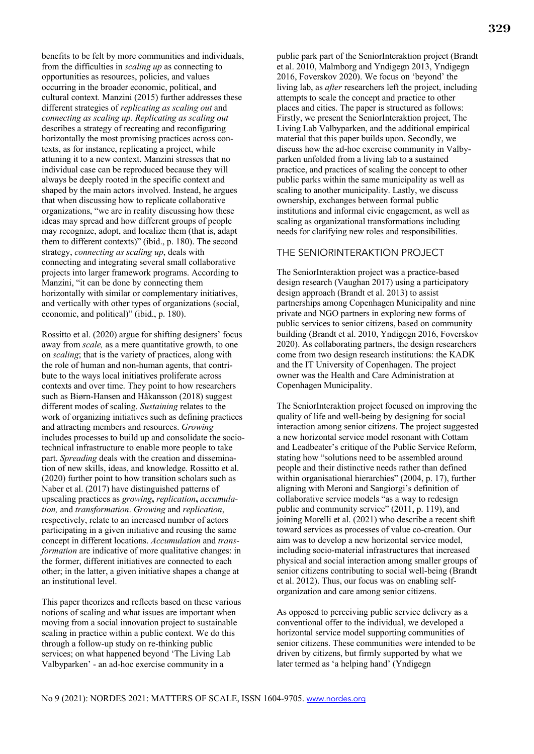benefits to be felt by more communities and individuals, from the difficulties in *scaling up* as connecting to opportunities as resources, policies, and values occurring in the broader economic, political, and cultural context*.* Manzini (2015) further addresses these different strategies of *replicating as scaling out* and *connecting as scaling up. Replicating as scaling out* describes a strategy of recreating and reconfiguring horizontally the most promising practices across contexts, as for instance, replicating a project, while attuning it to a new context. Manzini stresses that no individual case can be reproduced because they will always be deeply rooted in the specific context and shaped by the main actors involved. Instead, he argues that when discussing how to replicate collaborative organizations, "we are in reality discussing how these ideas may spread and how different groups of people may recognize, adopt, and localize them (that is, adapt them to different contexts)" (ibid., p. 180). The second strategy, *connecting as scaling up*, deals with connecting and integrating several small collaborative projects into larger framework programs. According to Manzini, "it can be done by connecting them horizontally with similar or complementary initiatives, and vertically with other types of organizations (social, economic, and political)" (ibid., p. 180).

Rossitto et al. (2020) argue for shifting designers' focus away from *scale,* as a mere quantitative growth, to one on *scaling*; that is the variety of practices, along with the role of human and non-human agents, that contribute to the ways local initiatives proliferate across contexts and over time. They point to how researchers such as Biørn-Hansen and Håkansson (2018) suggest different modes of scaling. *Sustaining* relates to the work of organizing initiatives such as defining practices and attracting members and resources. *Growing* includes processes to build up and consolidate the socio-technical infrastructure to enable more people to take part. *Spreading* deals with the creation and dissemination of new skills, ideas, and knowledge. Rossitto et al. (2020) further point to how transition scholars such as Naber et al. (2017) have distinguished patterns of upscaling practices as *growing***,** *replication***,** *accumulation,* and *transformation*. *Growing* and *replication*, respectively, relate to an increased number of actors participating in a given initiative and reusing the same concept in different locations. *Accumulation* and *transformation* are indicative of more qualitative changes: in the former, different initiatives are connected to each other; in the latter, a given initiative shapes a change at an institutional level.

This paper theorizes and reflects based on these various notions of scaling and what issues are important when moving from a social innovation project to sustainable scaling in practice within a public context. We do this through a follow-up study on re-thinking public services; on what happened beyond 'The Living Lab Valbyparken' - an ad-hoc exercise community in a public park part of the SeniorInteraktion project (Brandt et al. 2010, Malmborg and Yndigegn 2013, Yndigegn 2016, Foverskov 2020). We focus on 'beyond' the living lab, as *after* researchers left the project, including attempts to scale the concept and practice to other places and cities. The paper is structured as follows: Firstly, we present the SeniorInteraktion project, The Living Lab Valbyparken, and the additional empirical material that this paper builds upon. Secondly, we discuss how the ad-hoc exercise community in Valbyparken unfolded from a living lab to a sustained practice, and practices of scaling the concept to other public parks within the same municipality as well as scaling to another municipality. Lastly, we discuss ownership, exchanges between formal public institutions and informal civic engagement, as well as scaling as organizational transformations including needs for clarifying new roles and responsibilities.

## THE SENIORINTERAKTION PROJECT

The SeniorInteraktion project was a practice-based design research (Vaughan 2017) using a participatory design approach (Brandt et al. 2013) to assist partnerships among Copenhagen Municipality and nine private and NGO partners in exploring new forms of public services to senior citizens, based on community building (Brandt et al. 2010, Yndigegn 2016, Foverskov 2020). As collaborating partners, the design researchers come from two design research institutions: the KADK and the IT University of Copenhagen. The project owner was the Health and Care Administration at Copenhagen Municipality.

The SeniorInteraktion project focused on improving the quality of life and well-being by designing for social interaction among senior citizens. The project suggested a new horizontal service model resonant with Cottam and Leadbeater's critique of the Public Service Reform, stating how "solutions need to be assembled around people and their distinctive needs rather than defined within organisational hierarchies" (2004, p. 17), further aligning with Meroni and Sangiorgi's definition of collaborative service models "as a way to redesign public and community service" (2011, p. 119), and joining Morelli et al. (2021) who describe a recent shift toward services as processes of value co-creation. Our aim was to develop a new horizontal service model, including socio-material infrastructures that increased physical and social interaction among smaller groups of senior citizens contributing to social well-being (Brandt et al. 2012). Thus, our focus was on enabling self-organization and care among senior citizens.

As opposed to perceiving public service delivery as a conventional offer to the individual, we developed a horizontal service model supporting communities of senior citizens. These communities were intended to be driven by citizens, but firmly supported by what we later termed as 'a helping hand' (Yndigegn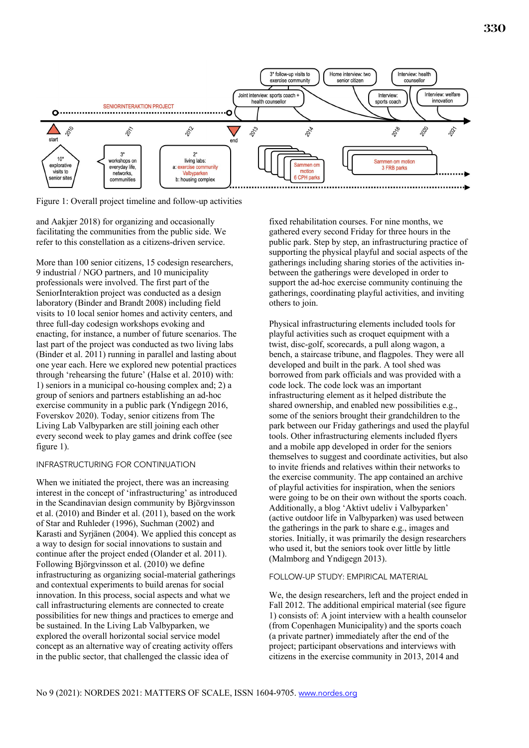Figure 1: Overall project timeline and follow-up activities

and Aakjær 2018) for organizing and occasionally facilitating the communities from the public side. We refer to this constellation as a citizens-driven service.

More than 100 senior citizens, 15 codesign researchers, 9 industrial / NGO partners, and 10 municipality professionals were involved. The first part of the SeniorInteraktion project was conducted as a design laboratory (Binder and Brandt 2008) including field visits to 10 local senior homes and activity centers, and three full-day codesign workshops evoking and enacting, for instance, a number of future scenarios. The last part of the project was conducted as two living labs (Binder et al. 2011) running in parallel and lasting about one year each. Here we explored new potential practices through 'rehearsing the future' (Halse et al. 2010) with: 1) seniors in a municipal co-housing complex and; 2) a group of seniors and partners establishing an ad-hoc exercise community in a public park (Yndigegn 2016, Foverskov 2020). Today, senior citizens from The Living Lab Valbyparken are still joining each other every second week to play games and drink coffee (see figure 1).

## INFRASTRUCTURING FOR CONTINUATION

When we initiated the project, there was an increasing interest in the concept of 'infrastructuring' as introduced in the Scandinavian design community by Björgvinsson et al. (2010) and Binder et al. (2011), based on the work of Star and Ruhleder (1996), Suchman (2002) and Karasti and Syrjänen (2004). We applied this concept as a way to design for social innovations to sustain and continue after the project ended (Olander et al. 2011). Following Björgvinsson et al. (2010) we define infrastructuring as organizing social-material gatherings and contextual experiments to build arenas for social innovation. In this process, social aspects and what we call infrastructuring elements are connected to create possibilities for new things and practices to emerge and be sustained. In the Living Lab Valbyparken, we explored the overall horizontal social service model concept as an alternative way of creating activity offers in the public sector, that challenged the classic idea of fixed rehabilitation courses. For nine months, we gathered every second Friday for three hours in the public park. Step by step, an infrastructuring practice of supporting the physical playful and social aspects of the gatherings including sharing stories of the activities in-between the gatherings were developed in order to support the ad-hoc exercise community continuing the gatherings, coordinating playful activities, and inviting others to join.

Physical infrastructuring elements included tools for playful activities such as croquet equipment with a twist, disc-golf, scorecards, a pull along wagon, a bench, a staircase tribune, and flagpoles. They were all developed and built in the park. A tool shed was borrowed from park officials and was provided with a code lock. The code lock was an important infrastructuring element as it helped distribute the shared ownership, and enabled new possibilities e.g., some of the seniors brought their grandchildren to the park between our Friday gatherings and used the playful tools. Other infrastructuring elements included flyers and a mobile app developed in order for the seniors themselves to suggest and coordinate activities, but also to invite friends and relatives within their networks to the exercise community. The app contained an archive of playful activities for inspiration, when the seniors were going to be on their own without the sports coach. Additionally, a blog 'Aktivt udeliv i Valbyparken' (active outdoor life in Valbyparken) was used between the gatherings in the park to share e.g., images and stories. Initially, it was primarily the design researchers who used it, but the seniors took over little by little (Malmborg and Yndigegn 2013).

## FOLLOW-UP STUDY: EMPIRICAL MATERIAL

We, the design researchers, left and the project ended in Fall 2012. The additional empirical material (see figure 1) consists of: A joint interview with a health counselor (from Copenhagen Municipality) and the sports coach (a private partner) immediately after the end of the project; participant observations and interviews with citizens in the exercise community in 2013, 2014 and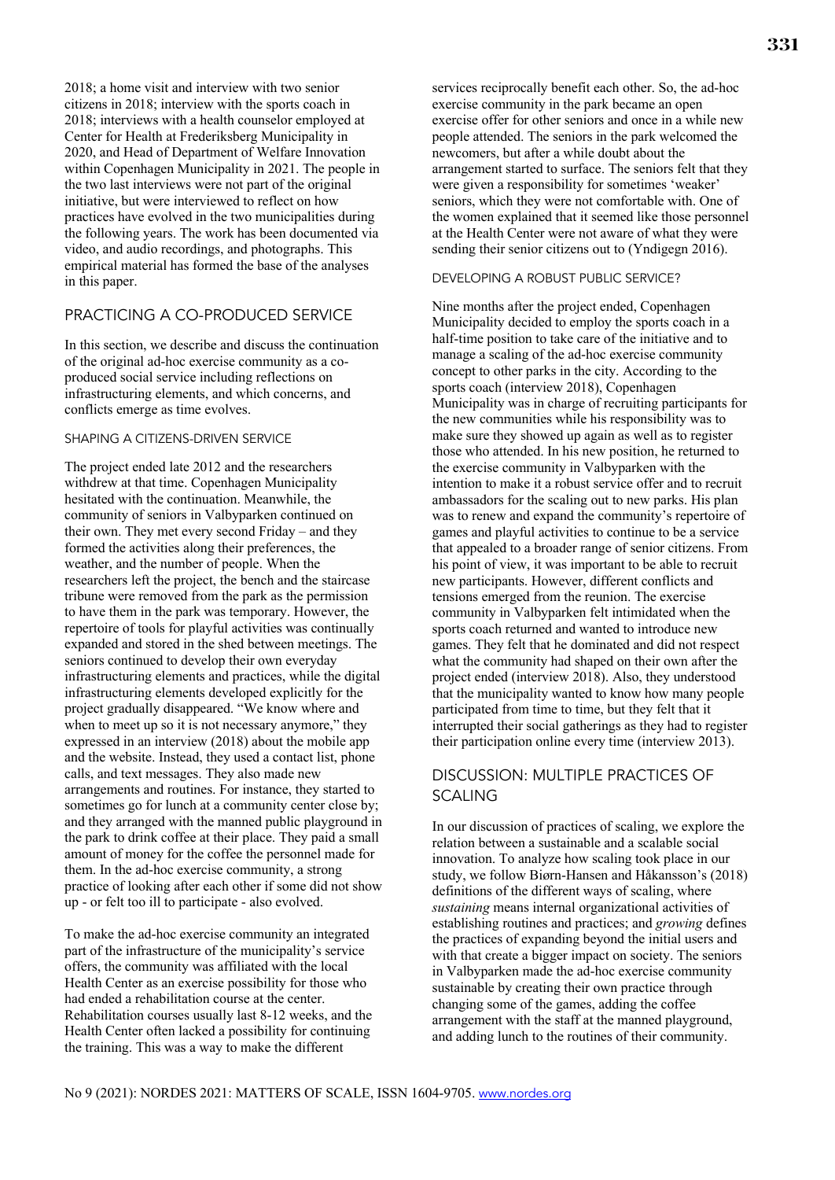2018; a home visit and interview with two senior citizens in 2018; interview with the sports coach in 2018; interviews with a health counselor employed at Center for Health at Frederiksberg Municipality in 2020, and Head of Department of Welfare Innovation within Copenhagen Municipality in 2021. The people in the two last interviews were not part of the original initiative, but were interviewed to reflect on how practices have evolved in the two municipalities during the following years. The work has been documented via video, and audio recordings, and photographs. This empirical material has formed the base of the analyses in this paper.

## PRACTICING A CO-PRODUCED SERVICE

In this section, we describe and discuss the continuation of the original ad-hoc exercise community as a co-produced social service including reflections on infrastructuring elements, and which concerns, and conflicts emerge as time evolves.

### SHAPING A CITIZENS-DRIVEN SERVICE

The project ended late 2012 and the researchers withdrew at that time. Copenhagen Municipality hesitated with the continuation. Meanwhile, the community of seniors in Valbyparken continued on their own. They met every second Friday – and they formed the activities along their preferences, the weather, and the number of people. When the researchers left the project, the bench and the staircase tribune were removed from the park as the permission to have them in the park was temporary. However, the repertoire of tools for playful activities was continually expanded and stored in the shed between meetings. The seniors continued to develop their own everyday infrastructuring elements and practices, while the digital infrastructuring elements developed explicitly for the project gradually disappeared. "We know where and when to meet up so it is not necessary anymore," they expressed in an interview (2018) about the mobile app and the website. Instead, they used a contact list, phone calls, and text messages. They also made new arrangements and routines. For instance, they started to sometimes go for lunch at a community center close by; and they arranged with the manned public playground in the park to drink coffee at their place. They paid a small amount of money for the coffee the personnel made for them. In the ad-hoc exercise community, a strong practice of looking after each other if some did not show up - or felt too ill to participate - also evolved.

To make the ad-hoc exercise community an integrated part of the infrastructure of the municipality's service offers, the community was affiliated with the local Health Center as an exercise possibility for those who had ended a rehabilitation course at the center. Rehabilitation courses usually last 8-12 weeks, and the Health Center often lacked a possibility for continuing the training. This was a way to make the different services reciprocally benefit each other. So, the ad-hoc exercise community in the park became an open exercise offer for other seniors and once in a while new people attended. The seniors in the park welcomed the newcomers, but after a while doubt about the arrangement started to surface. The seniors felt that they were given a responsibility for sometimes 'weaker' seniors, which they were not comfortable with. One of the women explained that it seemed like those personnel at the Health Center were not aware of what they were sending their senior citizens out to (Yndigegn 2016).

### DEVELOPING A ROBUST PUBLIC SERVICE?

Nine months after the project ended, Copenhagen Municipality decided to employ the sports coach in a half-time position to take care of the initiative and to manage a scaling of the ad-hoc exercise community concept to other parks in the city. According to the sports coach (interview 2018), Copenhagen Municipality was in charge of recruiting participants for the new communities while his responsibility was to make sure they showed up again as well as to register those who attended. In his new position, he returned to the exercise community in Valbyparken with the intention to make it a robust service offer and to recruit ambassadors for the scaling out to new parks. His plan was to renew and expand the community's repertoire of games and playful activities to continue to be a service that appealed to a broader range of senior citizens. From his point of view, it was important to be able to recruit new participants. However, different conflicts and tensions emerged from the reunion. The exercise community in Valbyparken felt intimidated when the sports coach returned and wanted to introduce new games. They felt that he dominated and did not respect what the community had shaped on their own after the project ended (interview 2018). Also, they understood that the municipality wanted to know how many people participated from time to time, but they felt that it interrupted their social gatherings as they had to register their participation online every time (interview 2013).

## DISCUSSION: MULTIPLE PRACTICES OF SCALING

In our discussion of practices of scaling, we explore the relation between a sustainable and a scalable social innovation. To analyze how scaling took place in our study, we follow Bjørn-Hansen and Håkansson's (2018) definitions of the different ways of scaling, where *sustaining* means internal organizational activities of establishing routines and practices; and *growing* defines the practices of expanding beyond the initial users and with that create a bigger impact on society. The seniors in Valbyparken made the ad-hoc exercise community sustainable by creating their own practice through changing some of the games, adding the coffee arrangement with the staff at the manned playground, and adding lunch to the routines of their community.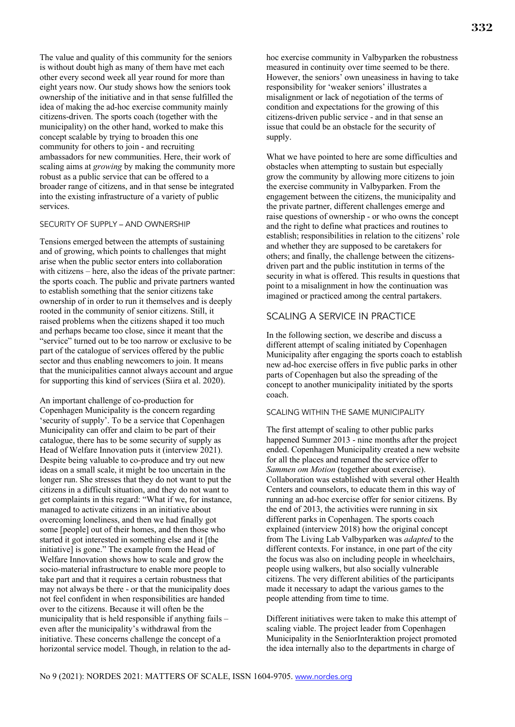The value and quality of this community for the seniors is without doubt high as many of them have met each other every second week all year round for more than eight years now. Our study shows how the seniors took ownership of the initiative and in that sense fulfilled the idea of making the ad-hoc exercise community mainly citizens-driven. The sports coach (together with the municipality) on the other hand, worked to make this concept scalable by trying to broaden this one community for others to join - and recruiting ambassadors for new communities. Here, their work of scaling aims at *growing* by making the community more robust as a public service that can be offered to a broader range of citizens, and in that sense be integrated into the existing infrastructure of a variety of public services.

### SECURITY OF SUPPLY – AND OWNERSHIP

Tensions emerged between the attempts of sustaining and of growing, which points to challenges that might arise when the public sector enters into collaboration with citizens – here, also the ideas of the private partner: the sports coach. The public and private partners wanted to establish something that the senior citizens take ownership of in order to run it themselves and is deeply rooted in the community of senior citizens. Still, it raised problems when the citizens shaped it too much and perhaps became too close, since it meant that the "service" turned out to be too narrow or exclusive to be part of the catalogue of services offered by the public sector and thus enabling newcomers to join. It means that the municipalities cannot always account and argue for supporting this kind of services (Siira et al. 2020).

An important challenge of co-production for Copenhagen Municipality is the concern regarding 'security of supply'. To be a service that Copenhagen Municipality can offer and claim to be part of their catalogue, there has to be some security of supply as Head of Welfare Innovation puts it (interview 2021). Despite being valuable to co-produce and try out new ideas on a small scale, it might be too uncertain in the longer run. She stresses that they do not want to put the citizens in a difficult situation, and they do not want to get complaints in this regard: "What if we, for instance, managed to activate citizens in an initiative about overcoming loneliness, and then we had finally got some [people] out of their homes, and then those who started it got interested in something else and it [the initiative] is gone." The example from the Head of Welfare Innovation shows how to scale and grow the socio-material infrastructure to enable more people to take part and that it requires a certain robustness that may not always be there - or that the municipality does not feel confident in when responsibilities are handed over to the citizens. Because it will often be the municipality that is held responsible if anything fails – even after the municipality's withdrawal from the initiative. These concerns challenge the concept of a horizontal service model. Though, in relation to the ad-hoc exercise community in Valbyparken the robustness measured in continuity over time seemed to be there. However, the seniors' own uneasiness in having to take responsibility for 'weaker seniors' illustrates a misalignment or lack of negotiation of the terms of condition and expectations for the growing of this citizens-driven public service - and in that sense an issue that could be an obstacle for the security of supply.

What we have pointed to here are some difficulties and obstacles when attempting to sustain but especially grow the community by allowing more citizens to join the exercise community in Valbyparken. From the engagement between the citizens, the municipality and the private partner, different challenges emerge and raise questions of ownership - or who owns the concept and the right to define what practices and routines to establish; responsibilities in relation to the citizens' role and whether they are supposed to be caretakers for others; and finally, the challenge between the citizens-driven part and the public institution in terms of the security in what is offered. This results in questions that point to a misalignment in how the continuation was imagined or practiced among the central partakers.

## SCALING A SERVICE IN PRACTICE

In the following section, we describe and discuss a different attempt of scaling initiated by Copenhagen Municipality after engaging the sports coach to establish new ad-hoc exercise offers in five public parks in other parts of Copenhagen but also the spreading of the concept to another municipality initiated by the sports coach.

### SCALING WITHIN THE SAME MUNICIPALITY

The first attempt of scaling to other public parks happened Summer 2013 - nine months after the project ended. Copenhagen Municipality created a new website for all the places and renamed the service offer to *Sammen om Motion* (together about exercise). Collaboration was established with several other Health Centers and counselors, to educate them in this way of running an ad-hoc exercise offer for senior citizens. By the end of 2013, the activities were running in six different parks in Copenhagen. The sports coach explained (interview 2018) how the original concept from The Living Lab Valbyparken was *adapted* to the different contexts. For instance, in one part of the city the focus was also on including people in wheelchairs, people using walkers, but also socially vulnerable citizens. The very different abilities of the participants made it necessary to adapt the various games to the people attending from time to time.

Different initiatives were taken to make this attempt of scaling viable. The project leader from Copenhagen Municipality in the SeniorInteraktion project promoted the idea internally also to the departments in charge of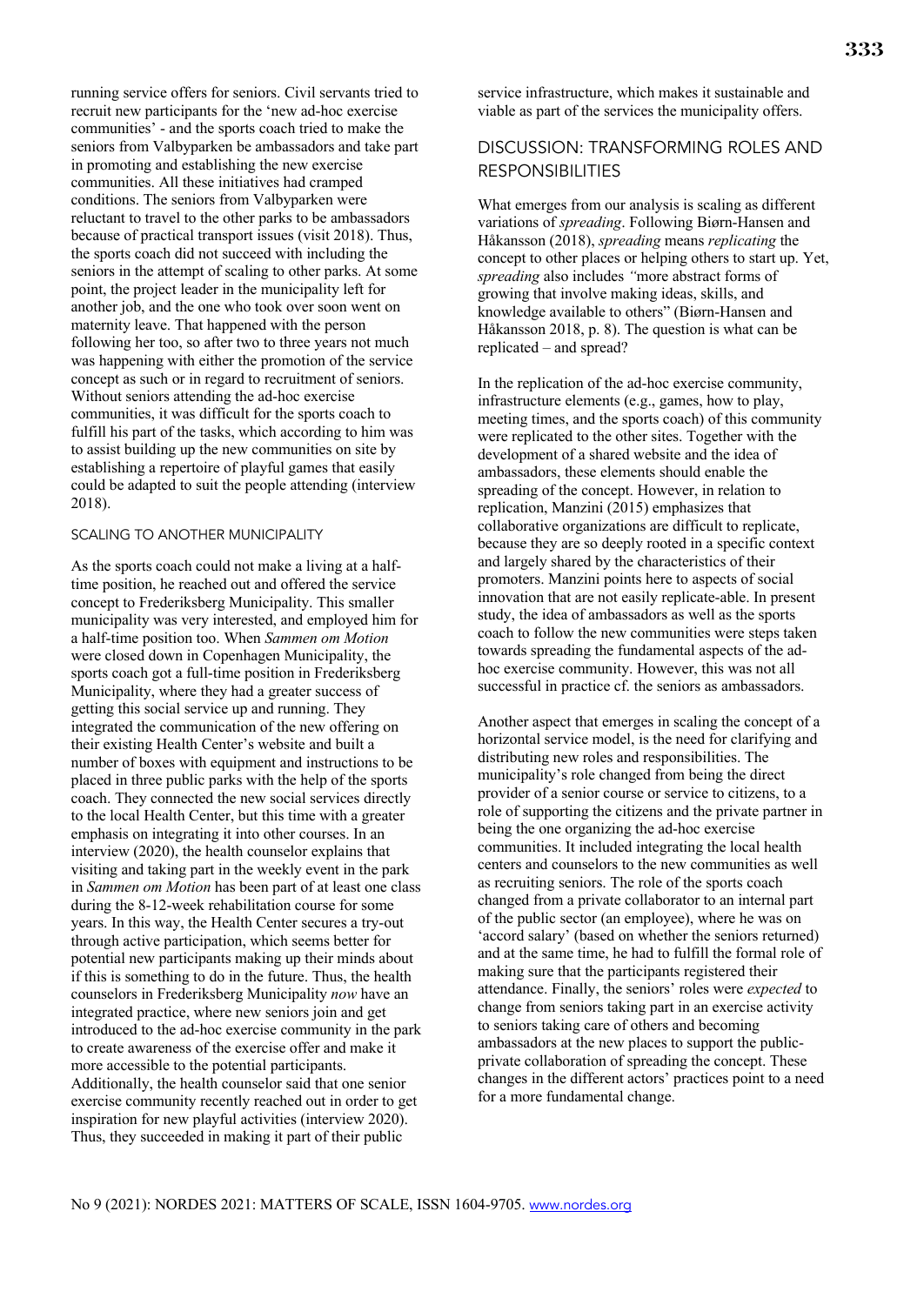running service offers for seniors. Civil servants tried to recruit new participants for the 'new ad-hoc exercise communities' - and the sports coach tried to make the seniors from Valbyparken be ambassadors and take part in promoting and establishing the new exercise communities. All these initiatives had cramped conditions. The seniors from Valbyparken were reluctant to travel to the other parks to be ambassadors because of practical transport issues (visit 2018). Thus, the sports coach did not succeed with including the seniors in the attempt of scaling to other parks. At some point, the project leader in the municipality left for another job, and the one who took over soon went on maternity leave. That happened with the person following her too, so after two to three years not much was happening with either the promotion of the service concept as such or in regard to recruitment of seniors. Without seniors attending the ad-hoc exercise communities, it was difficult for the sports coach to fulfill his part of the tasks, which according to him was to assist building up the new communities on site by establishing a repertoire of playful games that easily could be adapted to suit the people attending (interview 2018).

#### SCALING TO ANOTHER MUNICIPALITY

As the sports coach could not make a living at a half-time position, he reached out and offered the service concept to Frederiksberg Municipality. This smaller municipality was very interested, and employed him for a half-time position too. When *Sammen om Motion* were closed down in Copenhagen Municipality, the sports coach got a full-time position in Frederiksberg Municipality, where they had a greater success of getting this social service up and running. They integrated the communication of the new offering on their existing Health Center's website and built a number of boxes with equipment and instructions to be placed in three public parks with the help of the sports coach. They connected the new social services directly to the local Health Center, but this time with a greater emphasis on integrating it into other courses. In an interview (2020), the health counselor explains that visiting and taking part in the weekly event in the park in *Sammen om Motion* has been part of at least one class during the 8-12-week rehabilitation course for some years. In this way, the Health Center secures a try-out through active participation, which seems better for potential new participants making up their minds about if this is something to do in the future. Thus, the health counselors in Frederiksberg Municipality *now* have an integrated practice, where new seniors join and get introduced to the ad-hoc exercise community in the park to create awareness of the exercise offer and make it more accessible to the potential participants. Additionally, the health counselor said that one senior exercise community recently reached out in order to get inspiration for new playful activities (interview 2020). Thus, they succeeded in making it part of their public service infrastructure, which makes it sustainable and viable as part of the services the municipality offers.

## DISCUSSION: TRANSFORMING ROLES AND RESPONSIBILITIES

What emerges from our analysis is scaling as different variations of *spreading*. Following Biørn-Hansen and Håkansson (2018), *spreading* means *replicating* the concept to other places or helping others to start up. Yet, *spreading* also includes *"*more abstract forms of growing that involve making ideas, skills, and knowledge available to others" (Biørn-Hansen and Håkansson 2018, p. 8). The question is what can be replicated – and spread?

In the replication of the ad-hoc exercise community, infrastructure elements (e.g., games, how to play, meeting times, and the sports coach) of this community were replicated to the other sites. Together with the development of a shared website and the idea of ambassadors, these elements should enable the spreading of the concept. However, in relation to replication, Manzini (2015) emphasizes that collaborative organizations are difficult to replicate, because they are so deeply rooted in a specific context and largely shared by the characteristics of their promoters. Manzini points here to aspects of social innovation that are not easily replicate-able. In present study, the idea of ambassadors as well as the sports coach to follow the new communities were steps taken towards spreading the fundamental aspects of the ad-hoc exercise community. However, this was not all successful in practice cf. the seniors as ambassadors.

Another aspect that emerges in scaling the concept of a horizontal service model, is the need for clarifying and distributing new roles and responsibilities. The municipality's role changed from being the direct provider of a senior course or service to citizens, to a role of supporting the citizens and the private partner in being the one organizing the ad-hoc exercise communities. It included integrating the local health centers and counselors to the new communities as well as recruiting seniors. The role of the sports coach changed from a private collaborator to an internal part of the public sector (an employee), where he was on 'accord salary' (based on whether the seniors returned) and at the same time, he had to fulfill the formal role of making sure that the participants registered their attendance. Finally, the seniors' roles were *expected* to change from seniors taking part in an exercise activity to seniors taking care of others and becoming ambassadors at the new places to support the public-private collaboration of spreading the concept. These changes in the different actors' practices point to a need for a more fundamental change.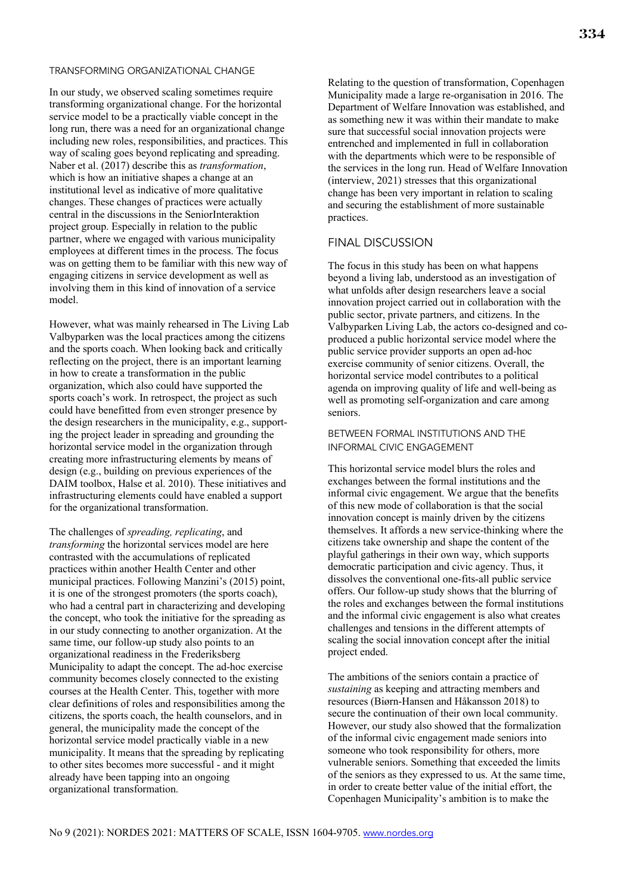### TRANSFORMING ORGANIZATIONAL CHANGE

In our study, we observed scaling sometimes require transforming organizational change. For the horizontal service model to be a practically viable concept in the long run, there was a need for an organizational change including new roles, responsibilities, and practices. This way of scaling goes beyond replicating and spreading. Naber et al. (2017) describe this as *transformation*, which is how an initiative shapes a change at an institutional level as indicative of more qualitative changes. These changes of practices were actually central in the discussions in the SeniorInteraktion project group. Especially in relation to the public partner, where we engaged with various municipality employees at different times in the process. The focus was on getting them to be familiar with this new way of engaging citizens in service development as well as involving them in this kind of innovation of a service model.

However, what was mainly rehearsed in The Living Lab Valbyparken was the local practices among the citizens and the sports coach. When looking back and critically reflecting on the project, there is an important learning in how to create a transformation in the public organization, which also could have supported the sports coach's work. In retrospect, the project as such could have benefitted from even stronger presence by the design researchers in the municipality, e.g., supporting the project leader in spreading and grounding the horizontal service model in the organization through creating more infrastructuring elements by means of design (e.g., building on previous experiences of the DAIM toolbox, Halse et al. 2010). These initiatives and infrastructuring elements could have enabled a support for the organizational transformation.

The challenges of *spreading, replicating*, and *transforming* the horizontal services model are here contrasted with the accumulations of replicated practices within another Health Center and other municipal practices. Following Manzini's (2015) point, it is one of the strongest promoters (the sports coach), who had a central part in characterizing and developing the concept, who took the initiative for the spreading as in our study connecting to another organization. At the same time, our follow-up study also points to an organizational readiness in the Frederiksberg Municipality to adapt the concept. The ad-hoc exercise community becomes closely connected to the existing courses at the Health Center. This, together with more clear definitions of roles and responsibilities among the citizens, the sports coach, the health counselors, and in general, the municipality made the concept of the horizontal service model practically viable in a new municipality. It means that the spreading by replicating to other sites becomes more successful - and it might already have been tapping into an ongoing organizational transformation.

Relating to the question of transformation, Copenhagen Municipality made a large re-organisation in 2016. The Department of Welfare Innovation was established, and as something new it was within their mandate to make sure that successful social innovation projects were entrenched and implemented in full in collaboration with the departments which were to be responsible of the services in the long run. Head of Welfare Innovation (interview, 2021) stresses that this organizational change has been very important in relation to scaling and securing the establishment of more sustainable practices.

## FINAL DISCUSSION

The focus in this study has been on what happens beyond a living lab, understood as an investigation of what unfolds after design researchers leave a social innovation project carried out in collaboration with the public sector, private partners, and citizens. In the Valbyparken Living Lab, the actors co-designed and co-produced a public horizontal service model where the public service provider supports an open ad-hoc exercise community of senior citizens. Overall, the horizontal service model contributes to a political agenda on improving quality of life and well-being as well as promoting self-organization and care among seniors.

### BETWEEN FORMAL INSTITUTIONS AND THE INFORMAL CIVIC ENGAGEMENT

This horizontal service model blurs the roles and exchanges between the formal institutions and the informal civic engagement. We argue that the benefits of this new mode of collaboration is that the social innovation concept is mainly driven by the citizens themselves. It affords a new service-thinking where the citizens take ownership and shape the content of the playful gatherings in their own way, which supports democratic participation and civic agency. Thus, it dissolves the conventional one-fits-all public service offers. Our follow-up study shows that the blurring of the roles and exchanges between the formal institutions and the informal civic engagement is also what creates challenges and tensions in the different attempts of scaling the social innovation concept after the initial project ended.

The ambitions of the seniors contain a practice of *sustaining* as keeping and attracting members and resources (Bjørn-Hansen and Håkansson 2018) to secure the continuation of their own local community. However, our study also showed that the formalization of the informal civic engagement made seniors into someone who took responsibility for others, more vulnerable seniors. Something that exceeded the limits of the seniors as they expressed to us. At the same time, in order to create better value of the initial effort, the Copenhagen Municipality's ambition is to make the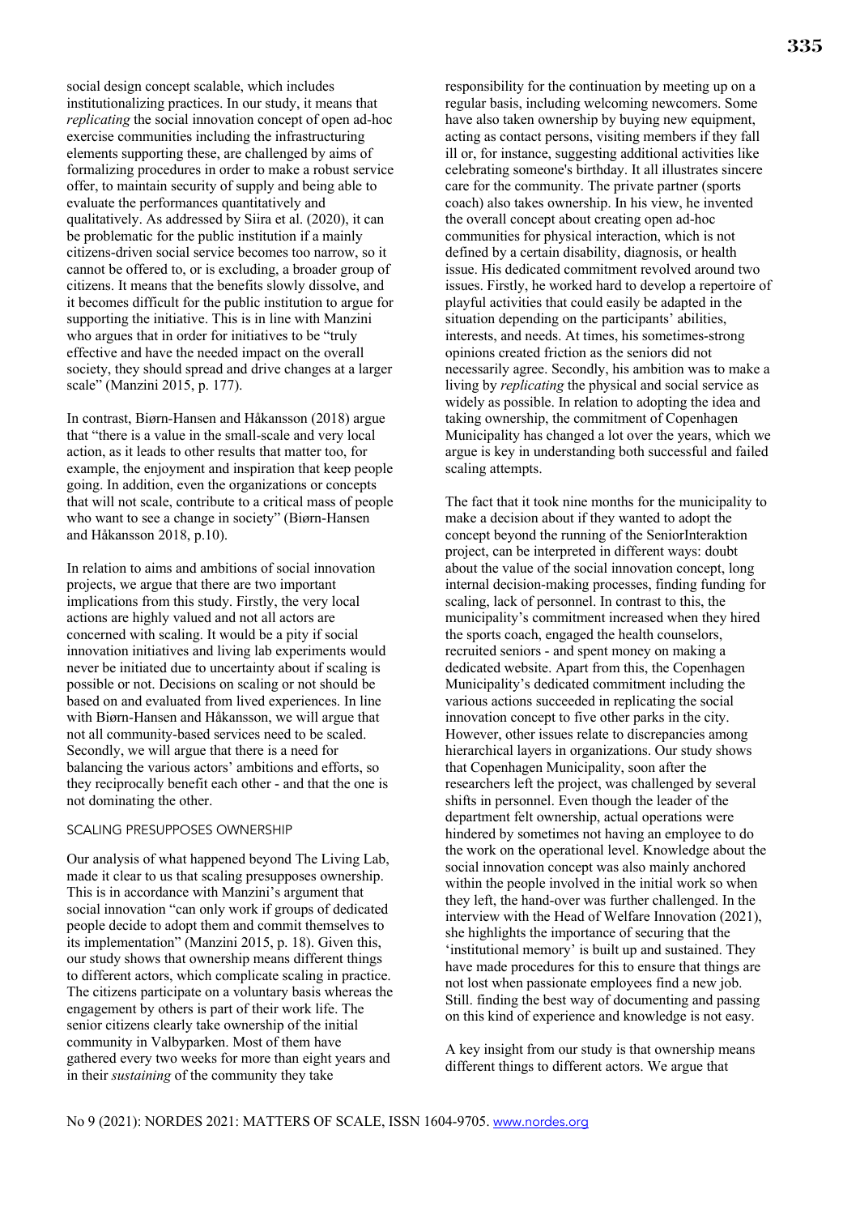social design concept scalable, which includes institutionalizing practices. In our study, it means that *replicating* the social innovation concept of open ad-hoc exercise communities including the infrastructuring elements supporting these, are challenged by aims of formalizing procedures in order to make a robust service offer, to maintain security of supply and being able to evaluate the performances quantitatively and qualitatively. As addressed by Siira et al. (2020), it can be problematic for the public institution if a mainly citizens-driven social service becomes too narrow, so it cannot be offered to, or is excluding, a broader group of citizens. It means that the benefits slowly dissolve, and it becomes difficult for the public institution to argue for supporting the initiative. This is in line with Manzini who argues that in order for initiatives to be "truly effective and have the needed impact on the overall society, they should spread and drive changes at a larger scale" (Manzini 2015, p. 177).

In contrast, Biørn-Hansen and Håkansson (2018) argue that "there is a value in the small-scale and very local action, as it leads to other results that matter too, for example, the enjoyment and inspiration that keep people going. In addition, even the organizations or concepts that will not scale, contribute to a critical mass of people who want to see a change in society" (Biørn-Hansen and Håkansson 2018, p.10).

In relation to aims and ambitions of social innovation projects, we argue that there are two important implications from this study. Firstly, the very local actions are highly valued and not all actors are concerned with scaling. It would be a pity if social innovation initiatives and living lab experiments would never be initiated due to uncertainty about if scaling is possible or not. Decisions on scaling or not should be based on and evaluated from lived experiences. In line with Biørn-Hansen and Håkansson, we will argue that not all community-based services need to be scaled. Secondly, we will argue that there is a need for balancing the various actors' ambitions and efforts, so they reciprocally benefit each other - and that the one is not dominating the other.

## SCALING PRESUPPOSES OWNERSHIP

Our analysis of what happened beyond The Living Lab, made it clear to us that scaling presupposes ownership. This is in accordance with Manzini's argument that social innovation "can only work if groups of dedicated people decide to adopt them and commit themselves to its implementation" (Manzini 2015, p. 18). Given this, our study shows that ownership means different things to different actors, which complicate scaling in practice. The citizens participate on a voluntary basis whereas the engagement by others is part of their work life. The senior citizens clearly take ownership of the initial community in Valbyparken. Most of them have gathered every two weeks for more than eight years and in their *sustaining* of the community they take responsibility for the continuation by meeting up on a regular basis, including welcoming newcomers. Some have also taken ownership by buying new equipment, acting as contact persons, visiting members if they fall ill or, for instance, suggesting additional activities like celebrating someone's birthday. It all illustrates sincere care for the community. The private partner (sports coach) also takes ownership. In his view, he invented the overall concept about creating open ad-hoc communities for physical interaction, which is not defined by a certain disability, diagnosis, or health issue. His dedicated commitment revolved around two issues. Firstly, he worked hard to develop a repertoire of playful activities that could easily be adapted in the situation depending on the participants' abilities, interests, and needs. At times, his sometimes-strong opinions created friction as the seniors did not necessarily agree. Secondly, his ambition was to make a living by *replicating* the physical and social service as widely as possible. In relation to adopting the idea and taking ownership, the commitment of Copenhagen Municipality has changed a lot over the years, which we argue is key in understanding both successful and failed scaling attempts.

The fact that it took nine months for the municipality to make a decision about if they wanted to adopt the concept beyond the running of the SeniorInteraktion project, can be interpreted in different ways: doubt about the value of the social innovation concept, long internal decision-making processes, finding funding for scaling, lack of personnel. In contrast to this, the municipality's commitment increased when they hired the sports coach, engaged the health counselors, recruited seniors - and spent money on making a dedicated website. Apart from this, the Copenhagen Municipality's dedicated commitment including the various actions succeeded in replicating the social innovation concept to five other parks in the city. However, other issues relate to discrepancies among hierarchical layers in organizations. Our study shows that Copenhagen Municipality, soon after the researchers left the project, was challenged by several shifts in personnel. Even though the leader of the department felt ownership, actual operations were hindered by sometimes not having an employee to do the work on the operational level. Knowledge about the social innovation concept was also mainly anchored within the people involved in the initial work so when they left, the hand-over was further challenged. In the interview with the Head of Welfare Innovation (2021), she highlights the importance of securing that the 'institutional memory' is built up and sustained. They have made procedures for this to ensure that things are not lost when passionate employees find a new job. Still. finding the best way of documenting and passing on this kind of experience and knowledge is not easy.

A key insight from our study is that ownership means different things to different actors. We argue that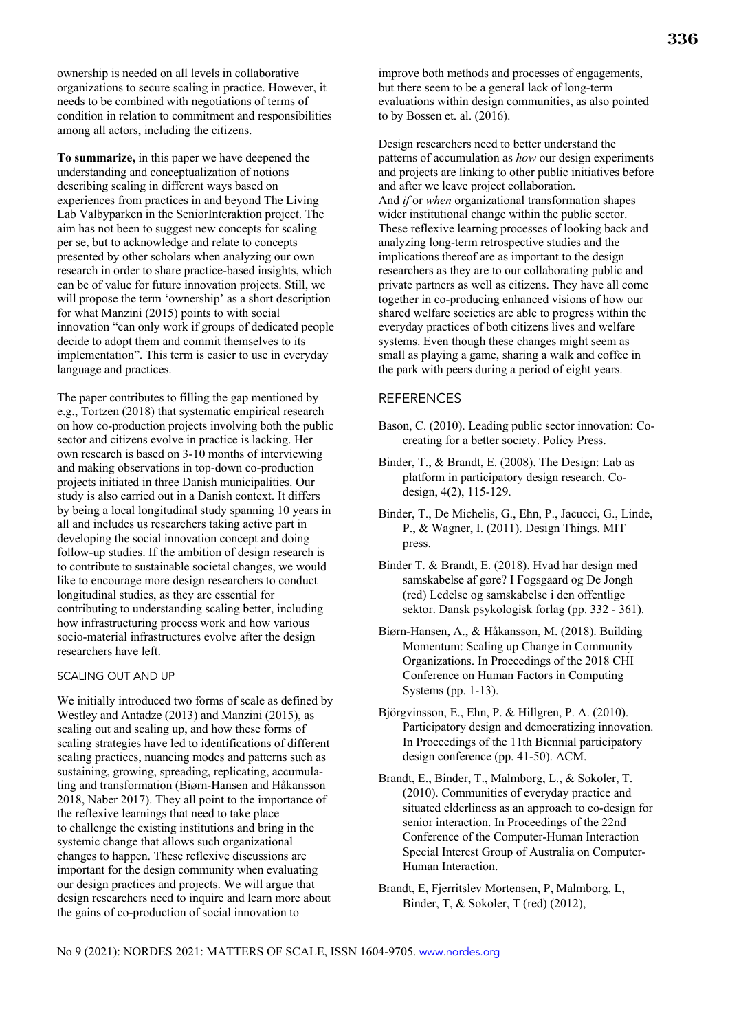ownership is needed on all levels in collaborative organizations to secure scaling in practice. However, it needs to be combined with negotiations of terms of condition in relation to commitment and responsibilities among all actors, including the citizens.

**To summarize,** in this paper we have deepened the understanding and conceptualization of notions describing scaling in different ways based on experiences from practices in and beyond The Living Lab Valbyparken in the SeniorInteraktion project. The aim has not been to suggest new concepts for scaling per se, but to acknowledge and relate to concepts presented by other scholars when analyzing our own research in order to share practice-based insights, which can be of value for future innovation projects. Still, we will propose the term 'ownership' as a short description for what Manzini (2015) points to with social innovation "can only work if groups of dedicated people decide to adopt them and commit themselves to its implementation". This term is easier to use in everyday language and practices.

The paper contributes to filling the gap mentioned by e.g., Tortzen (2018) that systematic empirical research on how co-production projects involving both the public sector and citizens evolve in practice is lacking. Her own research is based on 3-10 months of interviewing and making observations in top-down co-production projects initiated in three Danish municipalities. Our study is also carried out in a Danish context. It differs by being a local longitudinal study spanning 10 years in all and includes us researchers taking active part in developing the social innovation concept and doing follow-up studies. If the ambition of design research is to contribute to sustainable societal changes, we would like to encourage more design researchers to conduct longitudinal studies, as they are essential for contributing to understanding scaling better, including how infrastructuring process work and how various socio-material infrastructures evolve after the design researchers have left.

### SCALING OUT AND UP

We initially introduced two forms of scale as defined by Westley and Antadze (2013) and Manzini (2015), as scaling out and scaling up, and how these forms of scaling strategies have led to identifications of different scaling practices, nuancing modes and patterns such as sustaining, growing, spreading, replicating, accumulating and transformation (Biørn-Hansen and Håkansson 2018, Naber 2017). They all point to the importance of the reflexive learnings that need to take place to challenge the existing institutions and bring in the systemic change that allows such organizational changes to happen. These reflexive discussions are important for the design community when evaluating our design practices and projects. We will argue that design researchers need to inquire and learn more about the gains of co-production of social innovation to improve both methods and processes of engagements, but there seem to be a general lack of long-term evaluations within design communities, as also pointed to by Bossen et. al. (2016).

Design researchers need to better understand the patterns of accumulation as *how* our design experiments and projects are linking to other public initiatives before and after we leave project collaboration.
And *if* or *when* organizational transformation shapes wider institutional change within the public sector. These reflexive learning processes of looking back and analyzing long-term retrospective studies and the implications thereof are as important to the design researchers as they are to our collaborating public and private partners as well as citizens. They have all come together in co-producing enhanced visions of how our shared welfare societies are able to progress within the everyday practices of both citizens lives and welfare systems. Even though these changes might seem as small as playing a game, sharing a walk and coffee in the park with peers during a period of eight years.

## REFERENCES

Bason, C. (2010). Leading public sector innovation: Co-creating for a better society. Policy Press.

Binder, T., & Brandt, E. (2008). The Design: Lab as platform in participatory design research. Co-design, 4(2), 115-129.

Binder, T., De Michelis, G., Ehn, P., Jacucci, G., Linde, P., & Wagner, I. (2011). Design Things. MIT press.

Binder T. & Brandt, E. (2018). Hvad har design med samskabelse af gøre? I Fogsgaard og De Jongh (red) Ledelse og samskabelse i den offentlige sektor. Dansk psykologisk forlag (pp. 332 - 361).

Biørn-Hansen, A., & Håkansson, M. (2018). Building Momentum: Scaling up Change in Community Organizations. In Proceedings of the 2018 CHI Conference on Human Factors in Computing Systems (pp. 1-13).

Björgvinsson, E., Ehn, P. & Hillgren, P. A. (2010). Participatory design and democratizing innovation. In Proceedings of the 11th Biennial participatory design conference (pp. 41-50). ACM.

Brandt, E., Binder, T., Malmborg, L., & Sokoler, T. (2010). Communities of everyday practice and situated elderliness as an approach to co-design for senior interaction. In Proceedings of the 22nd Conference of the Computer-Human Interaction Special Interest Group of Australia on Computer-Human Interaction.

Brandt, E, Fjerritslev Mortensen, P, Malmborg, L, Binder, T, & Sokoler, T (red) (2012),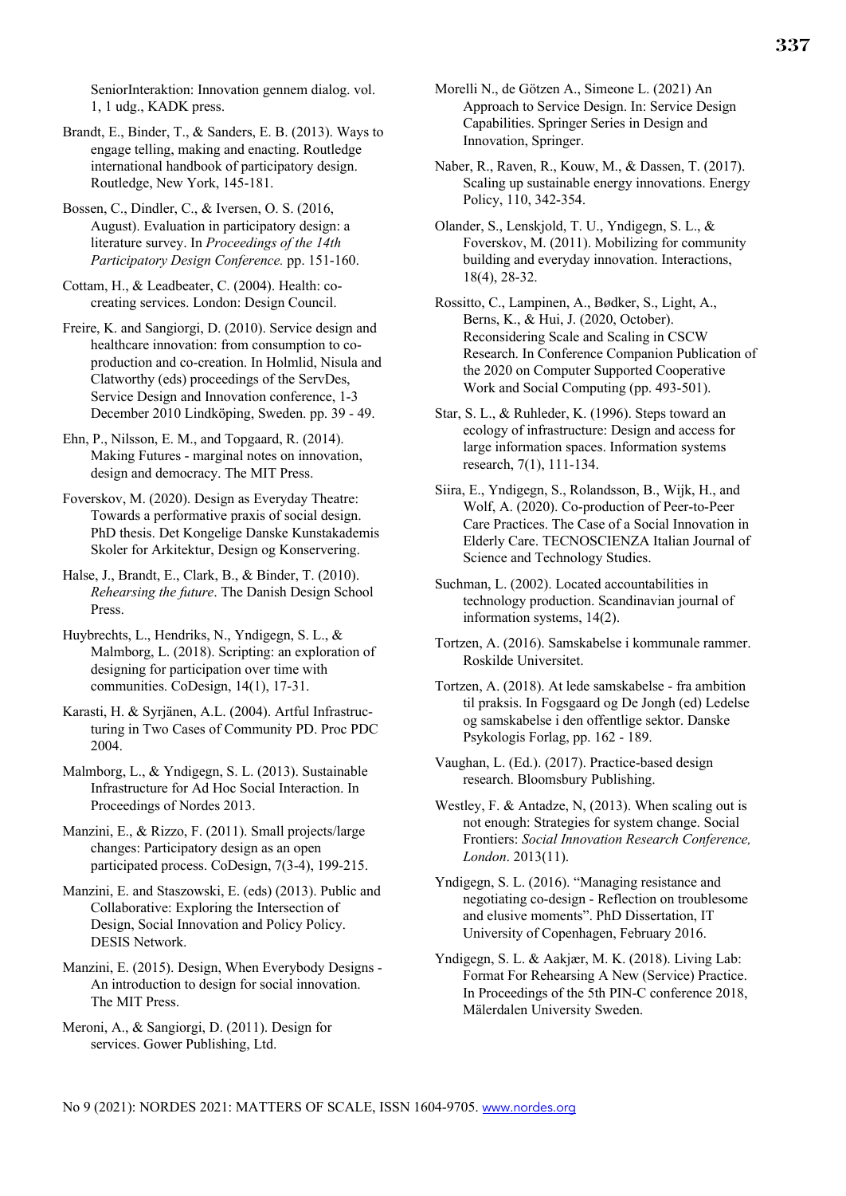SeniorInteraktion: Innovation gennem dialog. vol. 1, 1 udg., KADK press.

Brandt, E., Binder, T., & Sanders, E. B. (2013). Ways to engage telling, making and enacting. Routledge international handbook of participatory design. Routledge, New York, 145-181.

Bossen, C., Dindler, C., & Iversen, O. S. (2016, August). Evaluation in participatory design: a literature survey. In *Proceedings of the 14th Participatory Design Conference.* pp. 151-160.

Cottam, H., & Leadbeater, C. (2004). Health: co-creating services. London: Design Council.

Freire, K. and Sangiorgi, D. (2010). Service design and healthcare innovation: from consumption to co-production and co-creation. In Holmlid, Nisula and Clatworthy (eds) proceedings of the ServDes, Service Design and Innovation conference, 1-3 December 2010 Lindköping, Sweden. pp. 39 - 49.

Ehn, P., Nilsson, E. M., and Topgaard, R. (2014). Making Futures - marginal notes on innovation, design and democracy. The MIT Press.

Foverskov, M. (2020). Design as Everyday Theatre: Towards a performative praxis of social design. PhD thesis. Det Kongelige Danske Kunstakademis Skoler for Arkitektur, Design og Konservering.

Halse, J., Brandt, E., Clark, B., & Binder, T. (2010). *Rehearsing the future*. The Danish Design School Press.

Huybrechts, L., Hendriks, N., Yndigegn, S. L., & Malmborg, L. (2018). Scripting: an exploration of designing for participation over time with communities. CoDesign, 14(1), 17-31.

Karasti, H. & Syrjänen, A.L. (2004). Artful Infrastructuring in Two Cases of Community PD. Proc PDC 2004.

Malmborg, L., & Yndigegn, S. L. (2013). Sustainable Infrastructure for Ad Hoc Social Interaction. In Proceedings of Nordes 2013.

Manzini, E., & Rizzo, F. (2011). Small projects/large changes: Participatory design as an open participated process. CoDesign, 7(3-4), 199-215.

Manzini, E. and Staszowski, E. (eds) (2013). Public and Collaborative: Exploring the Intersection of Design, Social Innovation and Policy Policy. DESIS Network.

Manzini, E. (2015). Design, When Everybody Designs - An introduction to design for social innovation. The MIT Press.

Meroni, A., & Sangiorgi, D. (2011). Design for services. Gower Publishing, Ltd.

Morelli N., de Götzen A., Simeone L. (2021) An Approach to Service Design. In: Service Design Capabilities. Springer Series in Design and Innovation, Springer.

Naber, R., Raven, R., Kouw, M., & Dassen, T. (2017). Scaling up sustainable energy innovations. Energy Policy, 110, 342-354.

Olander, S., Lenskjold, T. U., Yndigegn, S. L., & Foverskov, M. (2011). Mobilizing for community building and everyday innovation. Interactions, 18(4), 28-32.

Rossitto, C., Lampinen, A., Bødker, S., Light, A., Berns, K., & Hui, J. (2020, October). Reconsidering Scale and Scaling in CSCW Research. In Conference Companion Publication of the 2020 on Computer Supported Cooperative Work and Social Computing (pp. 493-501).

Star, S. L., & Ruhleder, K. (1996). Steps toward an ecology of infrastructure: Design and access for large information spaces. Information systems research, 7(1), 111-134.

Siira, E., Yndigegn, S., Rolandsson, B., Wijk, H., and Wolf, A. (2020). Co-production of Peer-to-Peer Care Practices. The Case of a Social Innovation in Elderly Care. TECNOSCIENZA Italian Journal of Science and Technology Studies.

Suchman, L. (2002). Located accountabilities in technology production. Scandinavian journal of information systems, 14(2).

Tortzen, A. (2016). Samskabelse i kommunale rammer. Roskilde Universitet.

Tortzen, A. (2018). At lede samskabelse - fra ambition til praksis. In Fogsgaard og De Jongh (ed) Ledelse og samskabelse i den offentlige sektor. Danske Psykologis Forlag, pp. 162 - 189.

Vaughan, L. (Ed.). (2017). Practice-based design research. Bloomsbury Publishing.

Westley, F. & Antadze, N, (2013). When scaling out is not enough: Strategies for system change. Social Frontiers: *Social Innovation Research Conference, London*. 2013(11).

Yndigegn, S. L. (2016). "Managing resistance and negotiating co-design - Reflection on troublesome and elusive moments". PhD Dissertation, IT University of Copenhagen, February 2016.

Yndigegn, S. L. & Aakjær, M. K. (2018). Living Lab: Format For Rehearsing A New (Service) Practice. In Proceedings of the 5th PIN-C conference 2018, Mälerdalen University Sweden.